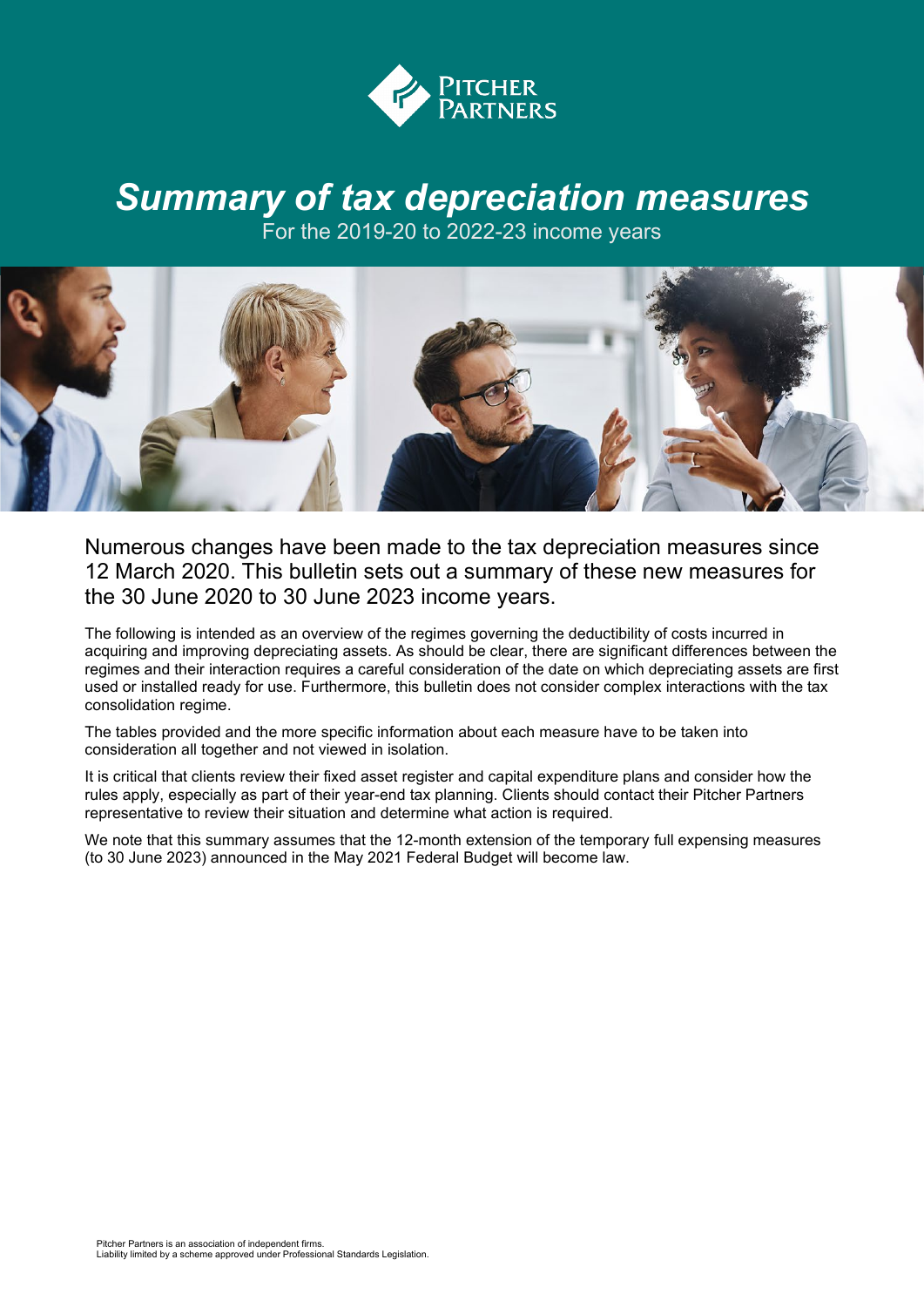# *Summary of tax depreciation measures*

For the 2019-20 to 2022-23 income years

Numerous changes have been made to the tax depreciation measures since 12 March 2020. This bulletin sets out a summary of these new measures for the 30 June 2020 to 30 June 2023 income years.

The following is intended as an overview of the regimes governing the deductibility of costs incurred in acquiring and improving depreciating assets. As should be clear, there are significant differences between the regimes and their interaction requires a careful consideration of the date on which depreciating assets are first used or installed ready for use. Furthermore, this bulletin does not consider complex interactions with the tax consolidation regime.

The tables provided and the more specific information about each measure have to be taken into consideration all together and not viewed in isolation.

It is critical that clients review their fixed asset register and capital expenditure plans and consider how the rules apply, especially as part of their year-end tax planning. Clients should contact their Pitcher Partners representative to review their situation and determine what action is required.

We note that this summary assumes that the 12-month extension of the temporary full expensing measures (to 30 June 2023) announced in the May 2021 Federal Budget will become law.

Pitcher Partners is an association of independent firms.
Liability limited by a scheme approved under Professional Standards Legislation.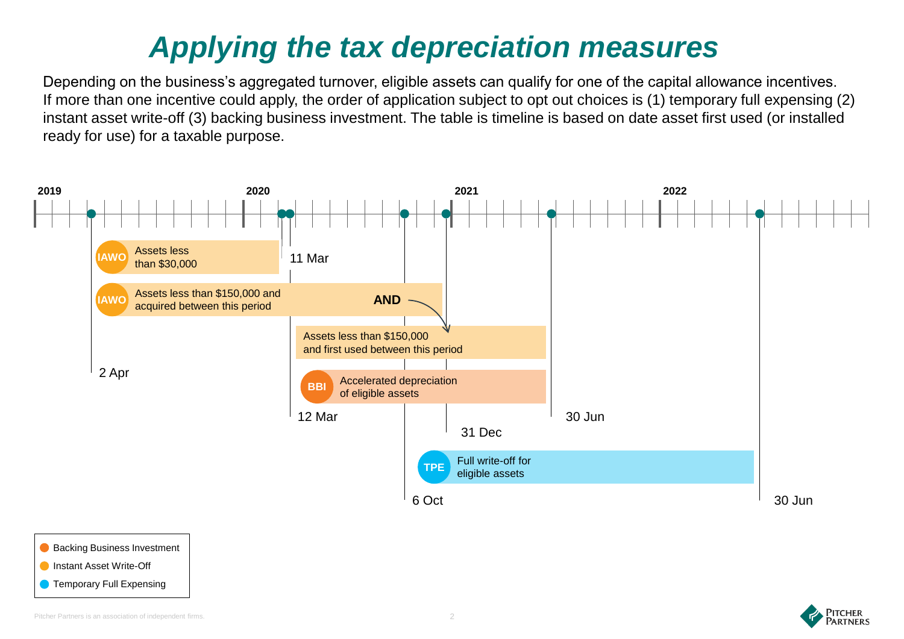# Applying the tax depreciation measures

Depending on the business's aggregated turnover, eligible assets can qualify for one of the capital allowance incentives. If more than one incentive could apply, the order of application subject to opt out choices is (1) temporary full expensing (2) instant asset write-off (3) backing business investment. The table is timeline is based on date asset first used (or installed ready for use) for a taxable purpose.

2019 | 2020 | 2021 | 2022

- **IAWO** Assets less than $30,000 — 2 Apr (2019) to 11 Mar (2020)
- **IAWO** Assets less than $150,000 and acquired between this period — 12 Mar (2020) to 31 Dec (2020) **AND**
  - Assets less than $150,000 and first used between this period — 12 Mar (2020) to 30 Jun (2021)
- **BBI** Accelerated depreciation of eligible assets — 12 Mar (2020) to 30 Jun (2021)
- **TPE** Full write-off for eligible assets — 6 Oct (2020) to 30 Jun (2022)

Legend:

- Backing Business Investment
- Instant Asset Write-Off
- Temporary Full Expensing

Pitcher Partners is an association of independent firms.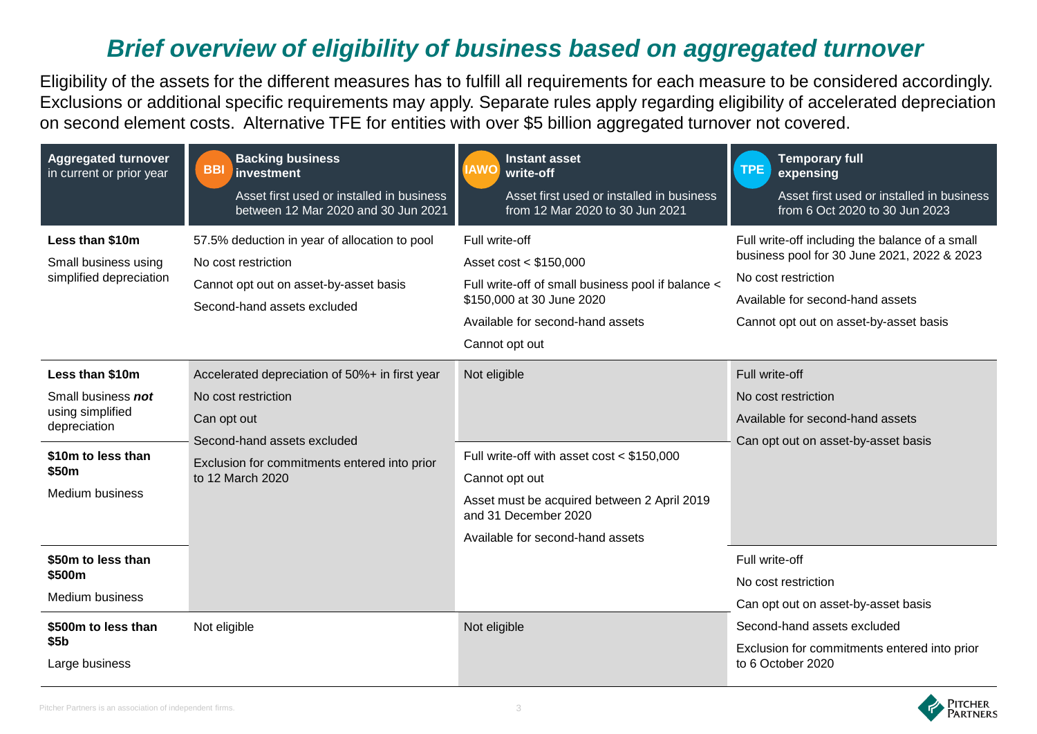# *Brief overview of eligibility of business based on aggregated turnover*

Eligibility of the assets for the different measures has to fulfill all requirements for each measure to be considered accordingly. Exclusions or additional specific requirements may apply. Separate rules apply regarding eligibility of accelerated depreciation on second element costs. Alternative TFE for entities with over $5 billion aggregated turnover not covered.

| **Aggregated turnover** in current or prior year | **BBI** **Backing business investment** Asset first used or installed in business between 12 Mar 2020 and 30 Jun 2021 | **IAWO** **Instant asset write-off** Asset first used or installed in business from 12 Mar 2020 to 30 Jun 2021 | **TPE** **Temporary full expensing** Asset first used or installed in business from 6 Oct 2020 to 30 Jun 2023 |
|---|---|---|---|
| **Less than $10m** Small business using simplified depreciation | 57.5% deduction in year of allocation to pool<br>No cost restriction<br>Cannot opt out on asset-by-asset basis<br>Second-hand assets excluded | Full write-off<br>Asset cost < $150,000<br>Full write-off of small business pool if balance < $150,000 at 30 June 2020<br>Available for second-hand assets<br>Cannot opt out | Full write-off including the balance of a small business pool for 30 June 2021, 2022 & 2023<br>No cost restriction<br>Available for second-hand assets<br>Cannot opt out on asset-by-asset basis |
| **Less than $10m** Small business ***not*** using simplified depreciation | Accelerated depreciation of 50%+ in first year<br>No cost restriction<br>Can opt out<br>Second-hand assets excluded<br>Exclusion for commitments entered into prior to 12 March 2020 | Not eligible | Full write-off<br>No cost restriction<br>Available for second-hand assets<br>Can opt out on asset-by-asset basis |
| **$10m to less than $50m** Medium business | | Full write-off with asset cost < $150,000<br>Cannot opt out<br>Asset must be acquired between 2 April 2019 and 31 December 2020<br>Available for second-hand assets | |
| **$50m to less than $500m** Medium business | | | Full write-off<br>No cost restriction<br>Can opt out on asset-by-asset basis<br>Second-hand assets excluded<br>Exclusion for commitments entered into prior to 6 October 2020 |
| **$500m to less than $5b** Large business | Not eligible | Not eligible | |

Pitcher Partners is an association of independent firms.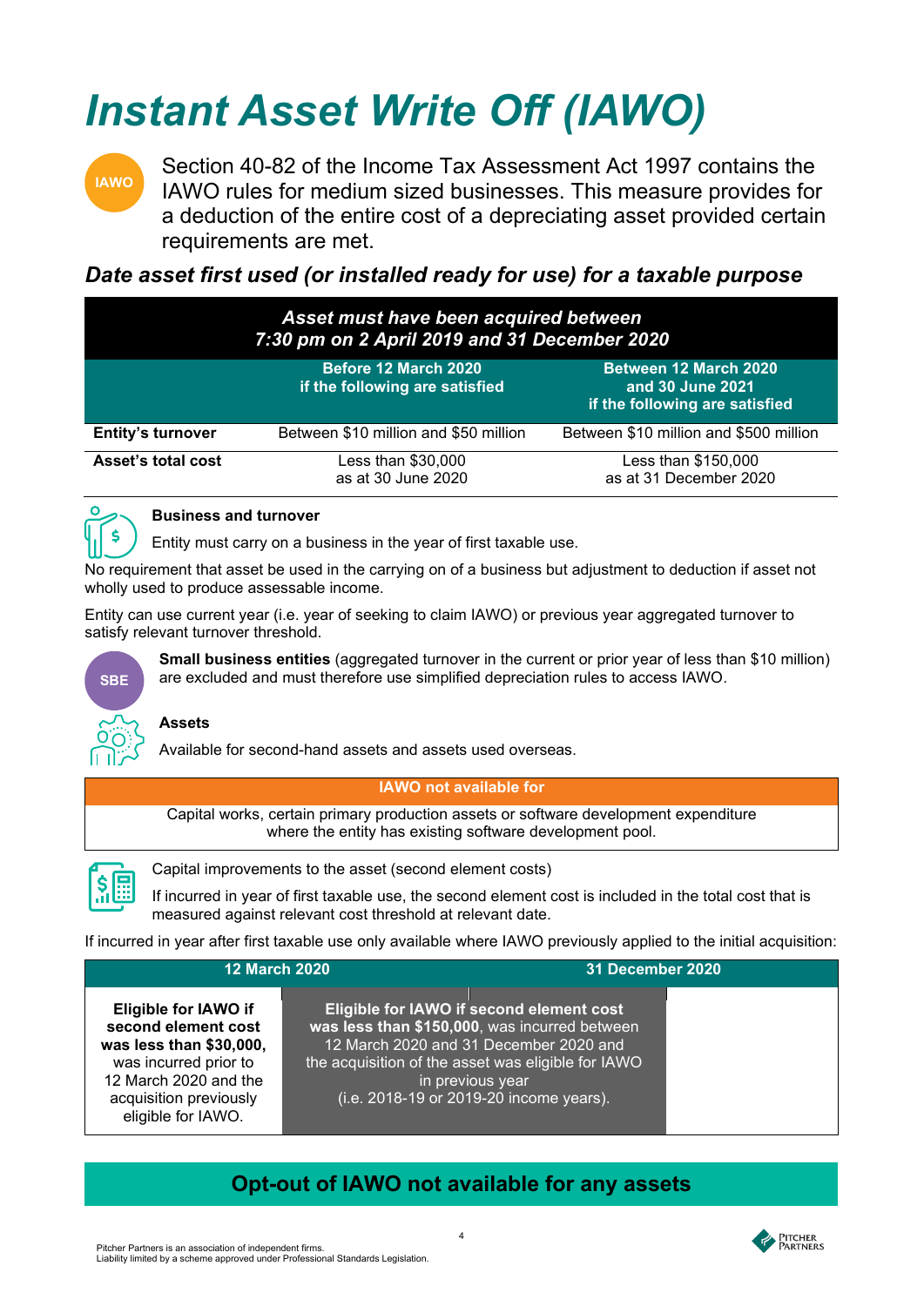# Instant Asset Write Off (IAWO)

IAWO

Section 40-82 of the Income Tax Assessment Act 1997 contains the IAWO rules for medium sized businesses. This measure provides for a deduction of the entire cost of a depreciating asset provided certain requirements are met.

## *Date asset first used (or installed ready for use) for a taxable purpose*

| *Asset must have been acquired between 7:30 pm on 2 April 2019 and 31 December 2020* | | |
|---|---|---|
| | **Before 12 March 2020 if the following are satisfied** | **Between 12 March 2020 and 30 June 2021 if the following are satisfied** |
| **Entity's turnover** | Between $10 million and $50 million | Between $10 million and $500 million |
| **Asset's total cost** | Less than $30,000 as at 30 June 2020 | Less than $150,000 as at 31 December 2020 |

**Business and turnover**

Entity must carry on a business in the year of first taxable use.

No requirement that asset be used in the carrying on of a business but adjustment to deduction if asset not wholly used to produce assessable income.

Entity can use current year (i.e. year of seeking to claim IAWO) or previous year aggregated turnover to satisfy relevant turnover threshold.

SBE

**Small business entities** (aggregated turnover in the current or prior year of less than $10 million) are excluded and must therefore use simplified depreciation rules to access IAWO.

**Assets**

Available for second-hand assets and assets used overseas.

| IAWO not available for |
|---|
| Capital works, certain primary production assets or software development expenditure where the entity has existing software development pool. |

Capital improvements to the asset (second element costs)

If incurred in year of first taxable use, the second element cost is included in the total cost that is measured against relevant cost threshold at relevant date.

If incurred in year after first taxable use only available where IAWO previously applied to the initial acquisition:

| 12 March 2020 | | 31 December 2020 |
|---|---|---|
| **Eligible for IAWO if second element cost was less than $30,000,** was incurred prior to 12 March 2020 and the acquisition previously eligible for IAWO. | **Eligible for IAWO if second element cost was less than $150,000**, was incurred between 12 March 2020 and 31 December 2020 and the acquisition of the asset was eligible for IAWO in previous year (i.e. 2018-19 or 2019-20 income years). | |

**Opt-out of IAWO not available for any assets**

Pitcher Partners is an association of independent firms.
Liability limited by a scheme approved under Professional Standards Legislation.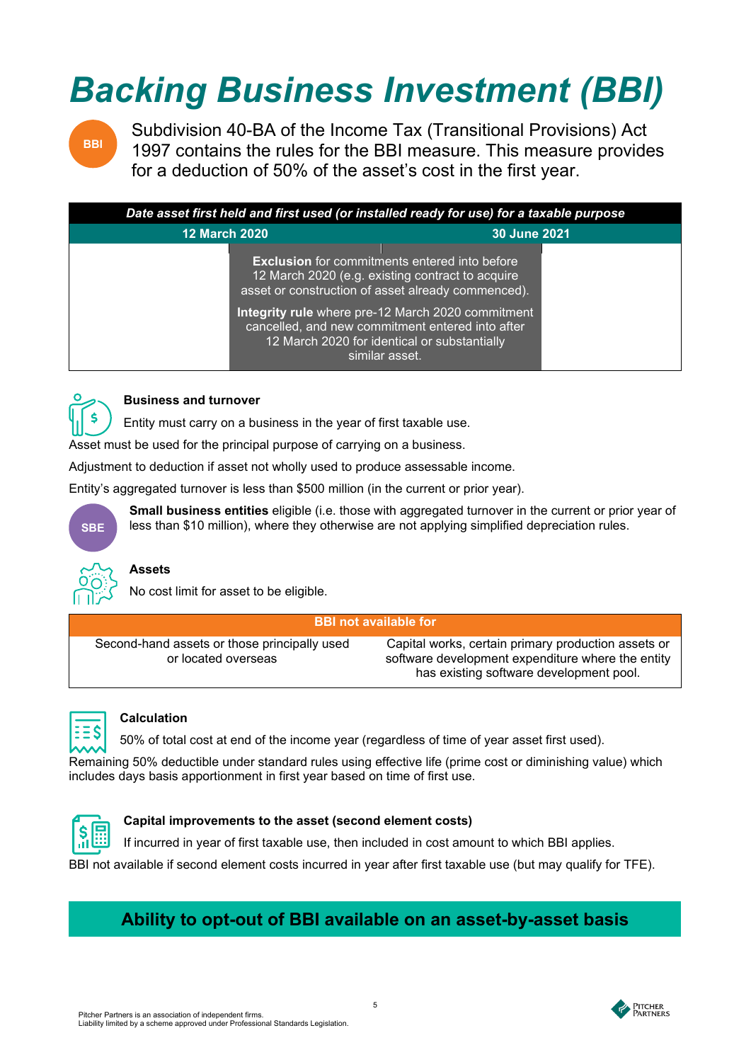# *Backing Business Investment (BBI)*

BBI

Subdivision 40-BA of the Income Tax (Transitional Provisions) Act 1997 contains the rules for the BBI measure. This measure provides for a deduction of 50% of the asset's cost in the first year.

| ***Date asset first held and first used (or installed ready for use) for a taxable purpose*** | | |
|---|---|---|
| | **12 March 2020** | **30 June 2021** |
| | **Exclusion** for commitments entered into before 12 March 2020 (e.g. existing contract to acquire asset or construction of asset already commenced).<br>**Integrity rule** where pre-12 March 2020 commitment cancelled, and new commitment entered into after 12 March 2020 for identical or substantially similar asset. | |

**Business and turnover**

Entity must carry on a business in the year of first taxable use.

Asset must be used for the principal purpose of carrying on a business.

Adjustment to deduction if asset not wholly used to produce assessable income.

Entity's aggregated turnover is less than $500 million (in the current or prior year).

SBE

**Small business entities** eligible (i.e. those with aggregated turnover in the current or prior year of less than $10 million), where they otherwise are not applying simplified depreciation rules.

**Assets**

No cost limit for asset to be eligible.

| **BBI not available for** | |
|---|---|
| Second-hand assets or those principally used or located overseas | Capital works, certain primary production assets or software development expenditure where the entity has existing software development pool. |

**Calculation**

50% of total cost at end of the income year (regardless of time of year asset first used).

Remaining 50% deductible under standard rules using effective life (prime cost or diminishing value) which includes days basis apportionment in first year based on time of first use.

**Capital improvements to the asset (second element costs)**

If incurred in year of first taxable use, then included in cost amount to which BBI applies.

BBI not available if second element costs incurred in year after first taxable use (but may qualify for TFE).

**Ability to opt-out of BBI available on an asset-by-asset basis**

Pitcher Partners is an association of independent firms.
Liability limited by a scheme approved under Professional Standards Legislation.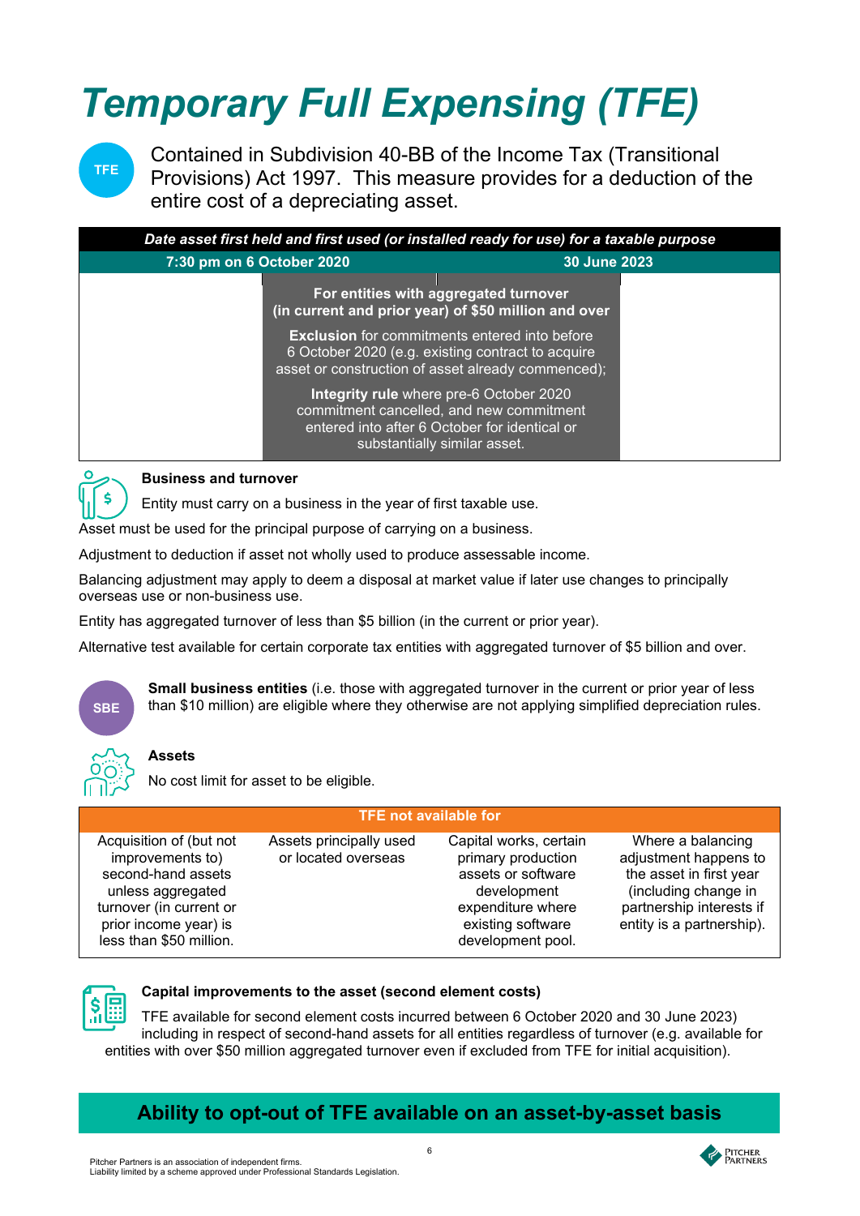# Temporary Full Expensing (TFE)

TFE

Contained in Subdivision 40-BB of the Income Tax (Transitional Provisions) Act 1997. This measure provides for a deduction of the entire cost of a depreciating asset.

| *Date asset first held and first used (or installed ready for use) for a taxable purpose* | | |
|---|---|---|
| **7:30 pm on 6 October 2020** | | **30 June 2023** |
| | **For entities with aggregated turnover (in current and prior year) of $50 million and over**<br><br>**Exclusion** for commitments entered into before 6 October 2020 (e.g. existing contract to acquire asset or construction of asset already commenced);<br><br>**Integrity rule** where pre-6 October 2020 commitment cancelled, and new commitment entered into after 6 October for identical or substantially similar asset. | |

**Business and turnover**

Entity must carry on a business in the year of first taxable use.

Asset must be used for the principal purpose of carrying on a business.

Adjustment to deduction if asset not wholly used to produce assessable income.

Balancing adjustment may apply to deem a disposal at market value if later use changes to principally overseas use or non-business use.

Entity has aggregated turnover of less than $5 billion (in the current or prior year).

Alternative test available for certain corporate tax entities with aggregated turnover of $5 billion and over.

SBE

**Small business entities** (i.e. those with aggregated turnover in the current or prior year of less than $10 million) are eligible where they otherwise are not applying simplified depreciation rules.

**Assets**

No cost limit for asset to be eligible.

| TFE not available for | | | |
|---|---|---|---|
| Acquisition of (but not improvements to) second-hand assets unless aggregated turnover (in current or prior income year) is less than $50 million. | Assets principally used or located overseas | Capital works, certain primary production assets or software development expenditure where existing software development pool. | Where a balancing adjustment happens to the asset in first year (including change in partnership interests if entity is a partnership). |

**Capital improvements to the asset (second element costs)**

TFE available for second element costs incurred between 6 October 2020 and 30 June 2023) including in respect of second-hand assets for all entities regardless of turnover (e.g. available for entities with over $50 million aggregated turnover even if excluded from TFE for initial acquisition).

## Ability to opt-out of TFE available on an asset-by-asset basis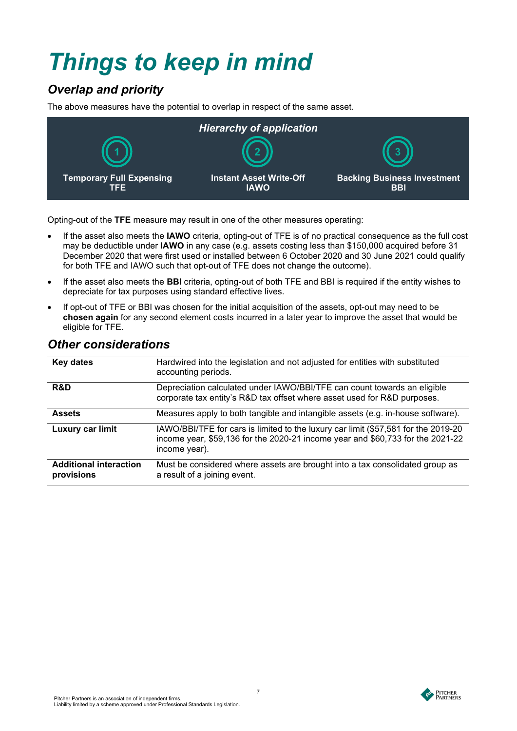# *Things to keep in mind*

## *Overlap and priority*

The above measures have the potential to overlap in respect of the same asset.

### *Hierarchy of application*

1. **Temporary Full Expensing TFE**
2. **Instant Asset Write-Off IAWO**
3. **Backing Business Investment BBI**

Opting-out of the **TFE** measure may result in one of the other measures operating:

- If the asset also meets the **IAWO** criteria, opting-out of TFE is of no practical consequence as the full cost may be deductible under **IAWO** in any case (e.g. assets costing less than $150,000 acquired before 31 December 2020 that were first used or installed between 6 October 2020 and 30 June 2021 could qualify for both TFE and IAWO such that opt-out of TFE does not change the outcome).
- If the asset also meets the **BBI** criteria, opting-out of both TFE and BBI is required if the entity wishes to depreciate for tax purposes using standard effective lives.
- If opt-out of TFE or BBI was chosen for the initial acquisition of the assets, opt-out may need to be **chosen again** for any second element costs incurred in a later year to improve the asset that would be eligible for TFE.

## *Other considerations*

| | |
|---|---|
| **Key dates** | Hardwired into the legislation and not adjusted for entities with substituted accounting periods. |
| **R&D** | Depreciation calculated under IAWO/BBI/TFE can count towards an eligible corporate tax entity's R&D tax offset where asset used for R&D purposes. |
| **Assets** | Measures apply to both tangible and intangible assets (e.g. in-house software). |
| **Luxury car limit** | IAWO/BBI/TFE for cars is limited to the luxury car limit ($57,581 for the 2019-20 income year, $59,136 for the 2020-21 income year and $60,733 for the 2021-22 income year). |
| **Additional interaction provisions** | Must be considered where assets are brought into a tax consolidated group as a result of a joining event. |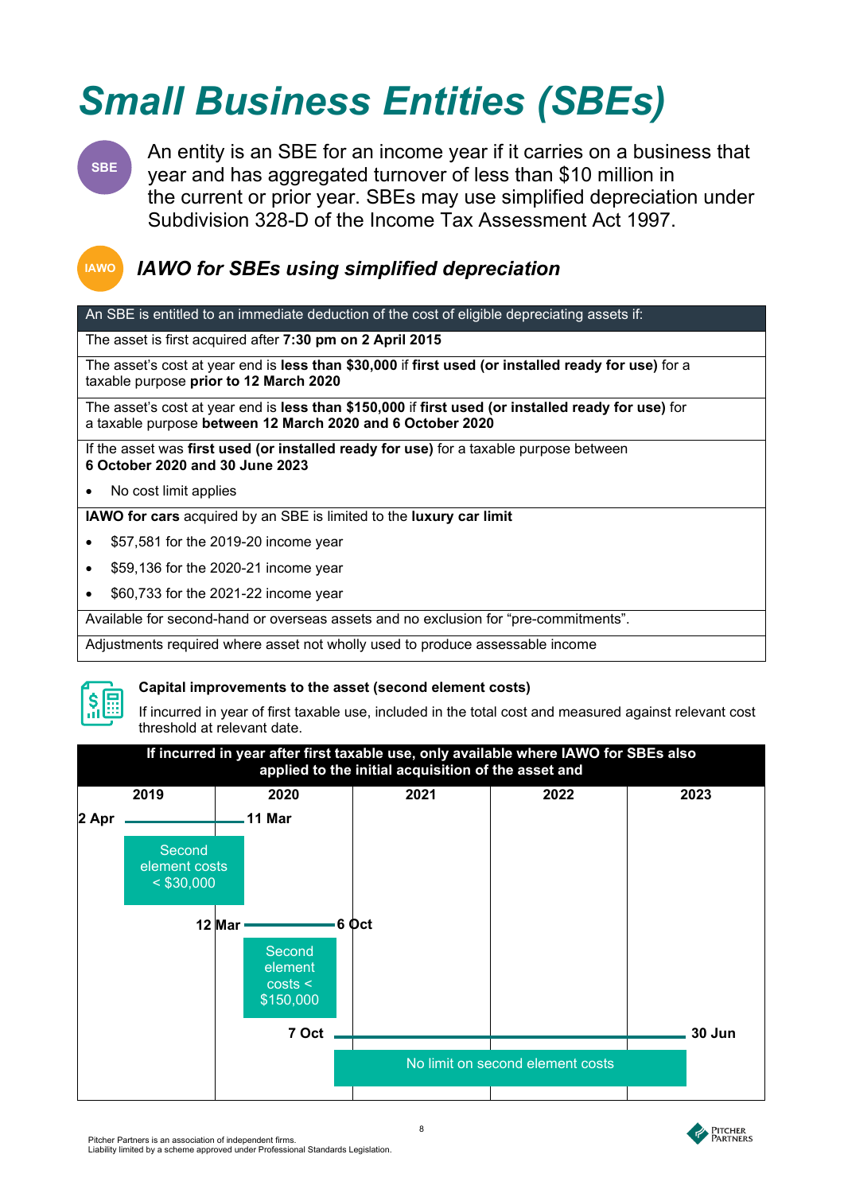# Small Business Entities (SBEs)

SBE

An entity is an SBE for an income year if it carries on a business that year and has aggregated turnover of less than $10 million in the current or prior year. SBEs may use simplified depreciation under Subdivision 328-D of the Income Tax Assessment Act 1997.

IAWO

## *IAWO for SBEs using simplified depreciation*

| An SBE is entitled to an immediate deduction of the cost of eligible depreciating assets if: |
|---|
| The asset is first acquired after **7:30 pm on 2 April 2015** |
| The asset's cost at year end is **less than $30,000** if **first used (or installed ready for use)** for a taxable purpose **prior to 12 March 2020** |
| The asset's cost at year end is **less than $150,000** if **first used (or installed ready for use)** for a taxable purpose **between 12 March 2020 and 6 October 2020** |
| If the asset was **first used (or installed ready for use)** for a taxable purpose between **6 October 2020 and 30 June 2023**<br>• No cost limit applies |
| **IAWO for cars** acquired by an SBE is limited to the **luxury car limit**<br>• $57,581 for the 2019-20 income year<br>• $59,136 for the 2020-21 income year<br>• $60,733 for the 2021-22 income year |
| Available for second-hand or overseas assets and no exclusion for "pre-commitments". |
| Adjustments required where asset not wholly used to produce assessable income |

**Capital improvements to the asset (second element costs)**

If incurred in year of first taxable use, included in the total cost and measured against relevant cost threshold at relevant date.

**If incurred in year after first taxable use, only available where IAWO for SBEs also applied to the initial acquisition of the asset and**

| 2019 | 2020 | 2021 | 2022 | 2023 |
|---|---|---|---|---|
| 2 Apr – 11 Mar: Second element costs < $30,000 | | | | |
| | 12 Mar – 6 Oct: Second element costs < $150,000 | | | |
| | 7 Oct – 30 Jun (2023): No limit on second element costs | | | |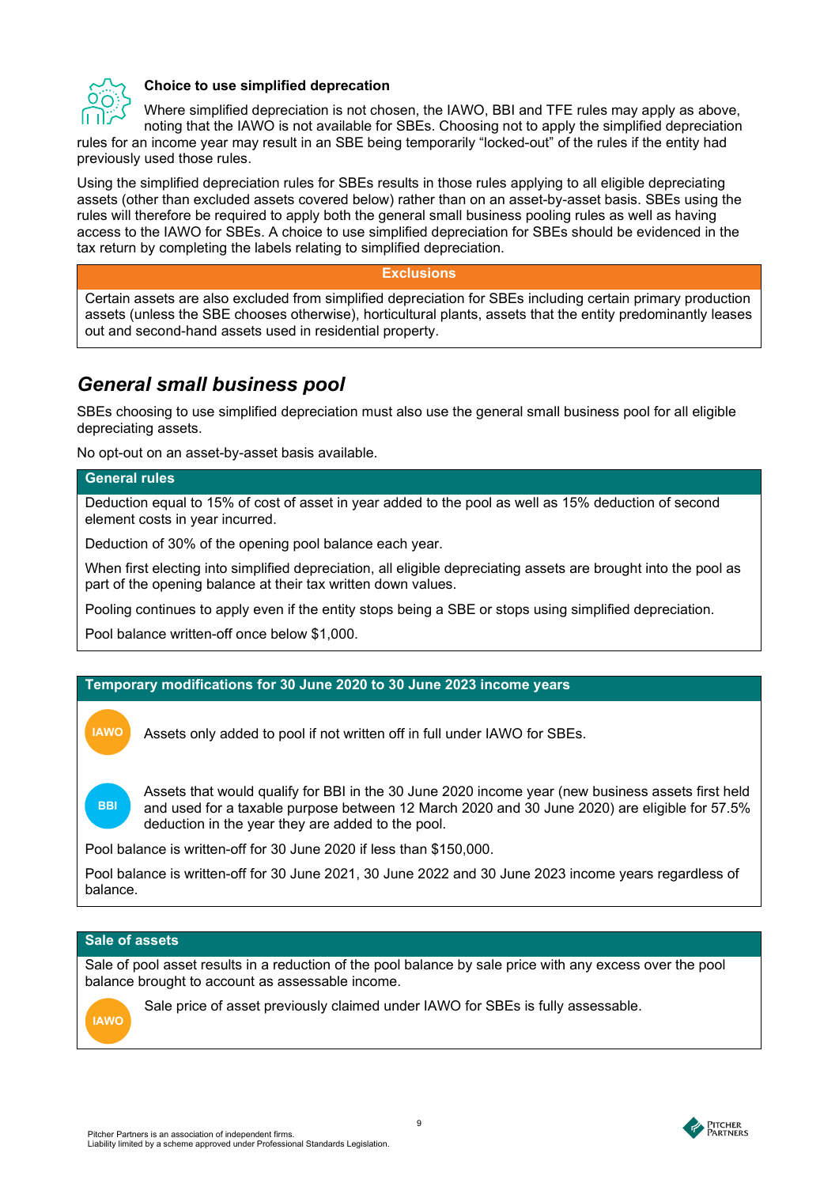### Choice to use simplified deprecation

Where simplified depreciation is not chosen, the IAWO, BBI and TFE rules may apply as above, noting that the IAWO is not available for SBEs. Choosing not to apply the simplified depreciation rules for an income year may result in an SBE being temporarily "locked-out" of the rules if the entity had previously used those rules.

Using the simplified depreciation rules for SBEs results in those rules applying to all eligible depreciating assets (other than excluded assets covered below) rather than on an asset-by-asset basis. SBEs using the rules will therefore be required to apply both the general small business pooling rules as well as having access to the IAWO for SBEs. A choice to use simplified depreciation for SBEs should be evidenced in the tax return by completing the labels relating to simplified depreciation.

| Exclusions |
| --- |
| Certain assets are also excluded from simplified depreciation for SBEs including certain primary production assets (unless the SBE chooses otherwise), horticultural plants, assets that the entity predominantly leases out and second-hand assets used in residential property. |

## *General small business pool*

SBEs choosing to use simplified depreciation must also use the general small business pool for all eligible depreciating assets.

No opt-out on an asset-by-asset basis available.

| General rules |
| --- |
| Deduction equal to 15% of cost of asset in year added to the pool as well as 15% deduction of second element costs in year incurred. |
| Deduction of 30% of the opening pool balance each year. |
| When first electing into simplified depreciation, all eligible depreciating assets are brought into the pool as part of the opening balance at their tax written down values. |
| Pooling continues to apply even if the entity stops being a SBE or stops using simplified depreciation. |
| Pool balance written-off once below $1,000. |

| Temporary modifications for 30 June 2020 to 30 June 2023 income years |
| --- |
| IAWO — Assets only added to pool if not written off in full under IAWO for SBEs. |
| BBI — Assets that would qualify for BBI in the 30 June 2020 income year (new business assets first held and used for a taxable purpose between 12 March 2020 and 30 June 2020) are eligible for 57.5% deduction in the year they are added to the pool. |
| Pool balance is written-off for 30 June 2020 if less than $150,000. |
| Pool balance is written-off for 30 June 2021, 30 June 2022 and 30 June 2023 income years regardless of balance. |

| Sale of assets |
| --- |
| Sale of pool asset results in a reduction of the pool balance by sale price with any excess over the pool balance brought to account as assessable income. |
| IAWO — Sale price of asset previously claimed under IAWO for SBEs is fully assessable. |

Pitcher Partners is an association of independent firms.
Liability limited by a scheme approved under Professional Standards Legislation.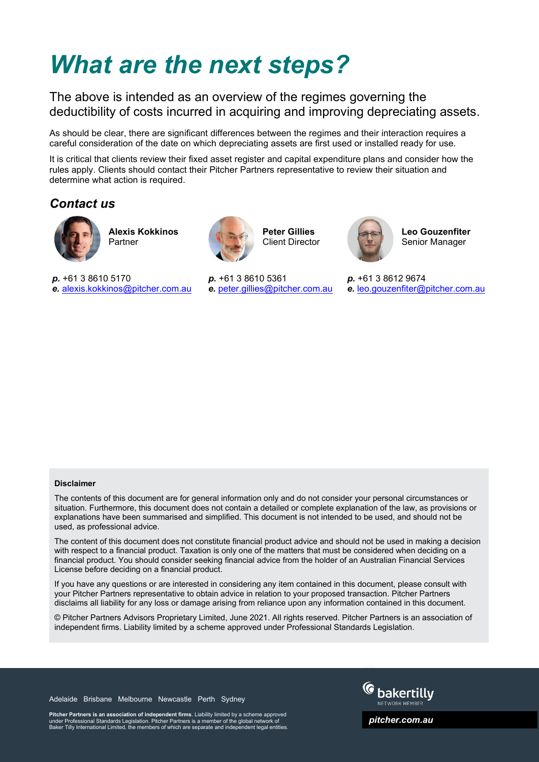# *What are the next steps?*

The above is intended as an overview of the regimes governing the deductibility of costs incurred in acquiring and improving depreciating assets.

As should be clear, there are significant differences between the regimes and their interaction requires a careful consideration of the date on which depreciating assets are first used or installed ready for use.

It is critical that clients review their fixed asset register and capital expenditure plans and consider how the rules apply. Clients should contact their Pitcher Partners representative to review their situation and determine what action is required.

## *Contact us*

**Alexis Kokkinos**
Partner

***p.*** +61 3 8610 5170
***e.*** alexis.kokkinos@pitcher.com.au

**Peter Gillies**
Client Director

***p.*** +61 3 8610 5361
***e.*** peter.gillies@pitcher.com.au

**Leo Gouzenfiter**
Senior Manager

***p.*** +61 3 8612 9674
***e.*** leo.gouzenfiter@pitcher.com.au

**Disclaimer**

The contents of this document are for general information only and do not consider your personal circumstances or situation. Furthermore, this document does not contain a detailed or complete explanation of the law, as provisions or explanations have been summarised and simplified. This document is not intended to be used, and should not be used, as professional advice.

The content of this document does not constitute financial product advice and should not be used in making a decision with respect to a financial product. Taxation is only one of the matters that must be considered when deciding on a financial product. You should consider seeking financial advice from the holder of an Australian Financial Services License before deciding on a financial product.

If you have any questions or are interested in considering any item contained in this document, please consult with your Pitcher Partners representative to obtain advice in relation to your proposed transaction. Pitcher Partners disclaims all liability for any loss or damage arising from reliance upon any information contained in this document.

© Pitcher Partners Advisors Proprietary Limited, June 2021. All rights reserved. Pitcher Partners is an association of independent firms. Liability limited by a scheme approved under Professional Standards Legislation.

Adelaide Brisbane Melbourne Newcastle Perth Sydney

**Pitcher Partners is an association of independent firms**. Liability limited by a scheme approved under Professional Standards Legislation. Pitcher Partners is a member of the global network of Baker Tilly International Limited, the members of which are separate and independent legal entities.

bakertilly NETWORK MEMBER

***pitcher.com.au***